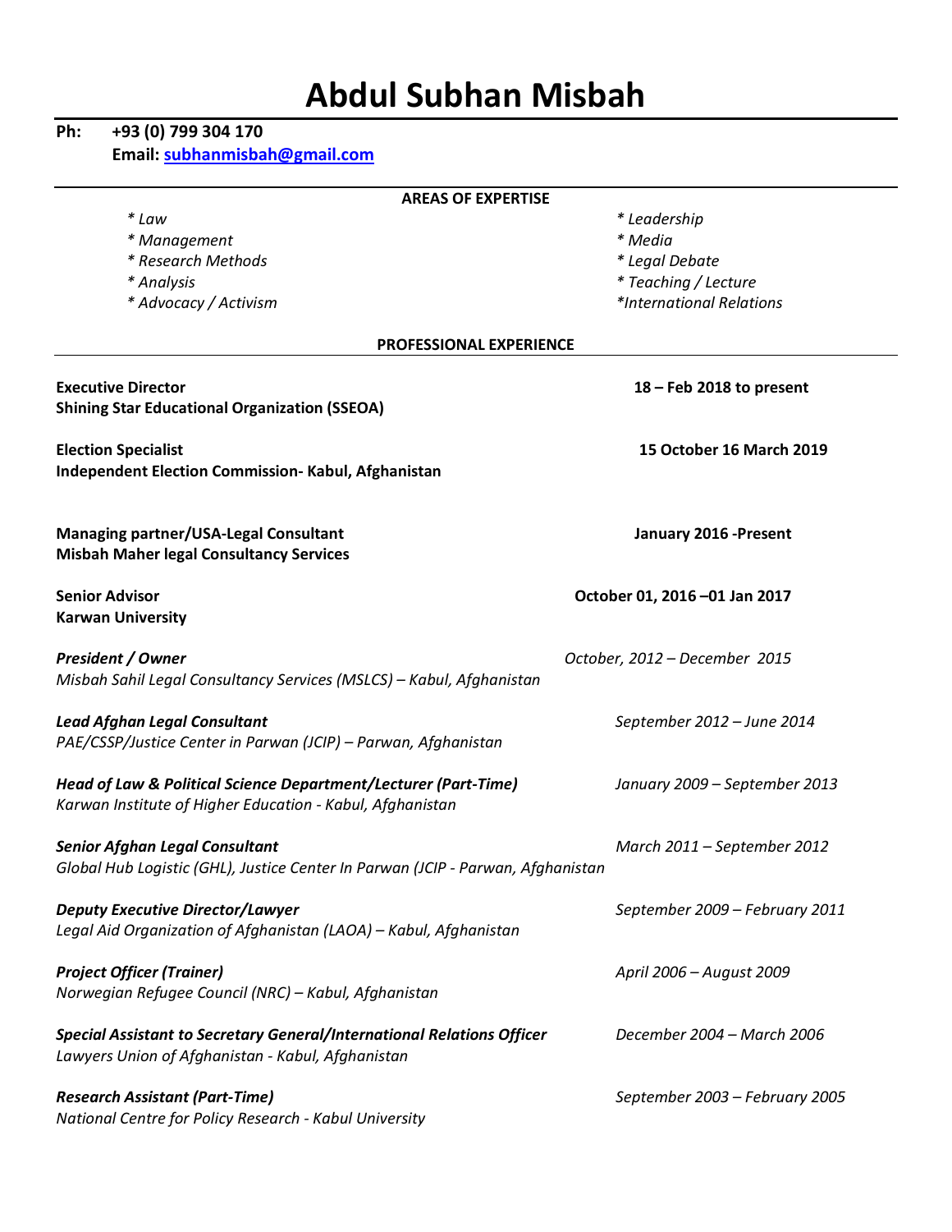# Abdul Subhan Misbah

**Ph: +93 (0) 799 304 170**
**Email: [subhanmisbah@gmail.com](mailto:subhanmisbah@gmail.com)**

---

**AREAS OF EXPERTISE**

*\* Law*
*\* Management*
*\* Research Methods*
*\* Analysis*
*\* Advocacy / Activism*
*\* Leadership*
*\* Media*
*\* Legal Debate*
*\* Teaching / Lecture*
*\*International Relations*

**PROFESSIONAL EXPERIENCE**

---

**Executive Director** — **18 – Feb 2018 to present**
**Shining Star Educational Organization (SSEOA)**

**Election Specialist** — **15 October 16 March 2019**
**Independent Election Commission- Kabul, Afghanistan**

**Managing partner/USA-Legal Consultant** — **January 2016 -Present**
**Misbah Maher legal Consultancy Services**

**Senior Advisor** — **October 01, 2016 –01 Jan 2017**
**Karwan University**

***President / Owner*** — *October, 2012 – December 2015*
*Misbah Sahil Legal Consultancy Services (MSLCS) – Kabul, Afghanistan*

***Lead Afghan Legal Consultant*** — *September 2012 – June 2014*
*PAE/CSSP/Justice Center in Parwan (JCIP) – Parwan, Afghanistan*

***Head of Law & Political Science Department/Lecturer (Part-Time)*** — *January 2009 – September 2013*
*Karwan Institute of Higher Education - Kabul, Afghanistan*

***Senior Afghan Legal Consultant*** — *March 2011 – September 2012*
*Global Hub Logistic (GHL), Justice Center In Parwan (JCIP - Parwan, Afghanistan*

***Deputy Executive Director/Lawyer*** — *September 2009 – February 2011*
*Legal Aid Organization of Afghanistan (LAOA) – Kabul, Afghanistan*

***Project Officer (Trainer)*** — *April 2006 – August 2009*
*Norwegian Refugee Council (NRC) – Kabul, Afghanistan*

***Special Assistant to Secretary General/International Relations Officer*** — *December 2004 – March 2006*
*Lawyers Union of Afghanistan - Kabul, Afghanistan*

***Research Assistant (Part-Time)*** — *September 2003 – February 2005*
*National Centre for Policy Research - Kabul University*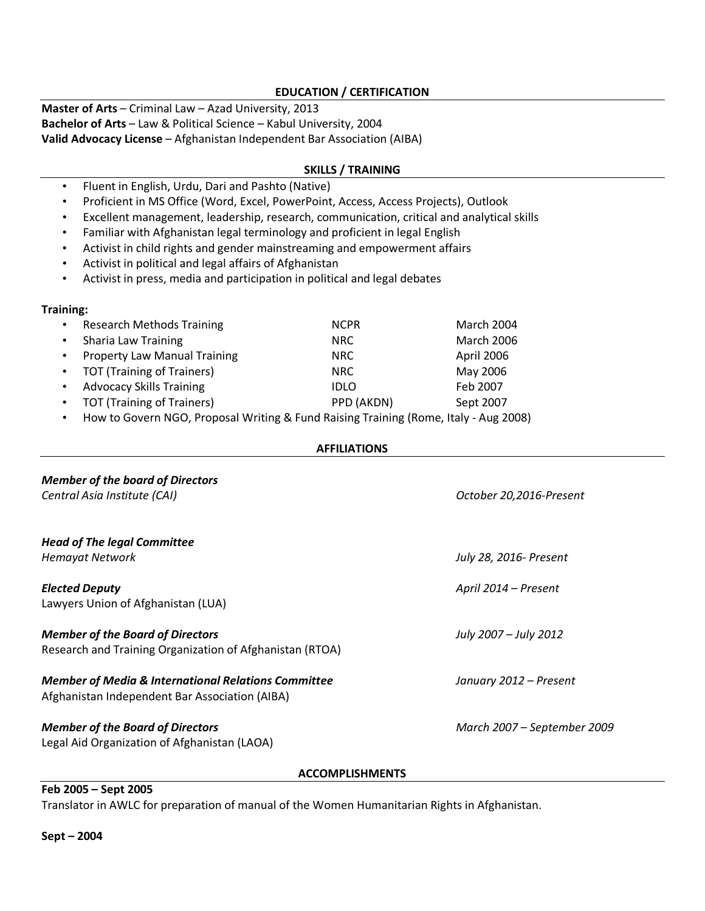## EDUCATION / CERTIFICATION

**Master of Arts** – Criminal Law – Azad University, 2013
**Bachelor of Arts** – Law & Political Science – Kabul University, 2004
**Valid Advocacy License** – Afghanistan Independent Bar Association (AIBA)

## SKILLS / TRAINING

- Fluent in English, Urdu, Dari and Pashto (Native)
- Proficient in MS Office (Word, Excel, PowerPoint, Access, Access Projects), Outlook
- Excellent management, leadership, research, communication, critical and analytical skills
- Familiar with Afghanistan legal terminology and proficient in legal English
- Activist in child rights and gender mainstreaming and empowerment affairs
- Activist in political and legal affairs of Afghanistan
- Activist in press, media and participation in political and legal debates

**Training:**

| Training | Organization | Date |
|---|---|---|
| Research Methods Training | NCPR | March 2004 |
| Sharia Law Training | NRC | March 2006 |
| Property Law Manual Training | NRC | April 2006 |
| TOT (Training of Trainers) | NRC | May 2006 |
| Advocacy Skills Training | IDLO | Feb 2007 |
| TOT (Training of Trainers) | PPD (AKDN) | Sept 2007 |

- How to Govern NGO, Proposal Writing & Fund Raising Training (Rome, Italy - Aug 2008)

## AFFILIATIONS

***Member of the board of Directors***
*Central Asia Institute (CAI)* — *October 20,2016-Present*

***Head of The legal Committee***
*Hemayat Network* — *July 28, 2016- Present*

***Elected Deputy*** — *April 2014 – Present*
Lawyers Union of Afghanistan (LUA)

***Member of the Board of Directors*** — *July 2007 – July 2012*
Research and Training Organization of Afghanistan (RTOA)

***Member of Media & International Relations Committee*** — *January 2012 – Present*
Afghanistan Independent Bar Association (AIBA)

***Member of the Board of Directors*** — *March 2007 – September 2009*
Legal Aid Organization of Afghanistan (LAOA)

## ACCOMPLISHMENTS

**Feb 2005 – Sept 2005**
Translator in AWLC for preparation of manual of the Women Humanitarian Rights in Afghanistan.

**Sept – 2004**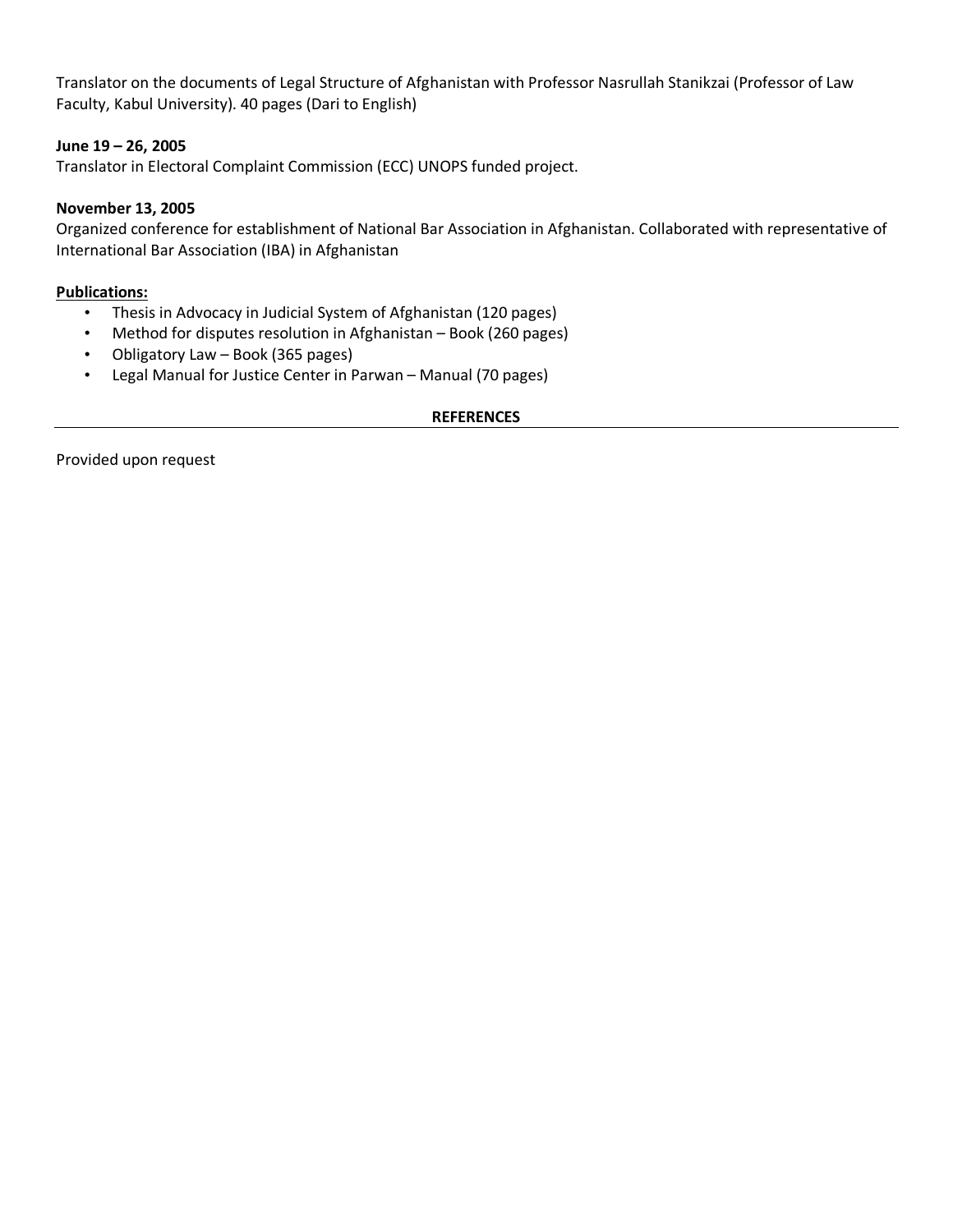Translator on the documents of Legal Structure of Afghanistan with Professor Nasrullah Stanikzai (Professor of Law Faculty, Kabul University). 40 pages (Dari to English)

**June 19 – 26, 2005**
Translator in Electoral Complaint Commission (ECC) UNOPS funded project.

**November 13, 2005**
Organized conference for establishment of National Bar Association in Afghanistan. Collaborated with representative of International Bar Association (IBA) in Afghanistan

**Publications:**

- Thesis in Advocacy in Judicial System of Afghanistan (120 pages)
- Method for disputes resolution in Afghanistan – Book (260 pages)
- Obligatory Law – Book (365 pages)
- Legal Manual for Justice Center in Parwan – Manual (70 pages)

## REFERENCES

Provided upon request